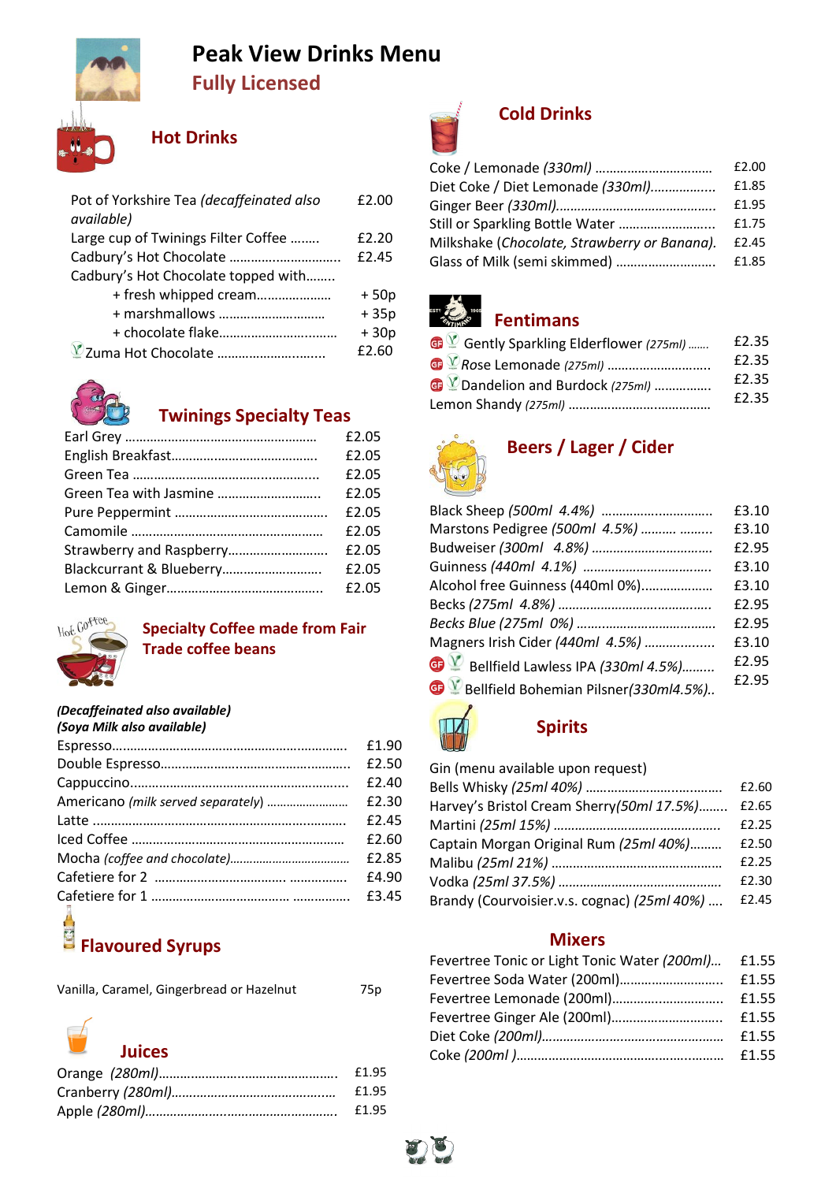# Peak View Drinks Menu

## Fully Licensed

### Hot Drinks

| Item | Price |
|---|---|
| Pot of Yorkshire Tea *(decaffeinated also available)* | £2.00 |
| Large cup of Twinings Filter Coffee | £2.20 |
| Cadbury's Hot Chocolate | £2.45 |
| Cadbury's Hot Chocolate topped with… | |
| + fresh whipped cream | + 50p |
| + marshmallows | + 35p |
| + chocolate flake | + 30p |
| Zuma Hot Chocolate | £2.60 |

### Twinings Specialty Teas

| Item | Price |
|---|---|
| Earl Grey | £2.05 |
| English Breakfast | £2.05 |
| Green Tea | £2.05 |
| Green Tea with Jasmine | £2.05 |
| Pure Peppermint | £2.05 |
| Camomile | £2.05 |
| Strawberry and Raspberry | £2.05 |
| Blackcurrant & Blueberry | £2.05 |
| Lemon & Ginger | £2.05 |

### Specialty Coffee made from Fair Trade coffee beans

***(Decaffeinated also available)***
***(Soya Milk also available)***

| Item | Price |
|---|---|
| Espresso | £1.90 |
| Double Espresso | £2.50 |
| Cappuccino | £2.40 |
| Americano *(milk served separately)* | £2.30 |
| Latte | £2.45 |
| Iced Coffee | £2.60 |
| Mocha *(coffee and chocolate)* | £2.85 |
| Cafetiere for 2 | £4.90 |
| Cafetiere for 1 | £3.45 |

### Flavoured Syrups

| Item | Price |
|---|---|
| Vanilla, Caramel, Gingerbread or Hazelnut | 75p |

### Juices

| Item | Price |
|---|---|
| Orange *(280ml)* | £1.95 |
| Cranberry *(280ml)* | £1.95 |
| Apple *(280ml)* | £1.95 |

### Cold Drinks

| Item | Price |
|---|---|
| Coke / Lemonade *(330ml)* | £2.00 |
| Diet Coke / Diet Lemonade *(330ml)* | £1.85 |
| Ginger Beer *(330ml)* | £1.95 |
| Still or Sparkling Bottle Water | £1.75 |
| Milkshake (*Chocolate, Strawberry or Banana)*. | £2.45 |
| Glass of Milk (semi skimmed) | £1.85 |

### Fentimans

| Item | Price |
|---|---|
| GF V Gently Sparkling Elderflower *(275ml)* | £2.35 |
| GF V *Rose Lemonade (275ml)* | £2.35 |
| GF V Dandelion and Burdock *(275ml)* | £2.35 |
| Lemon Shandy *(275ml)* | £2.35 |

### Beers / Lager / Cider

| Item | Price |
|---|---|
| Black Sheep *(500ml 4.4%)* | £3.10 |
| Marstons Pedigree *(500ml 4.5%)* | £3.10 |
| Budweiser *(300ml 4.8%)* | £2.95 |
| Guinness *(440ml 4.1%)* | £3.10 |
| Alcohol free Guinness (440ml 0%) | £3.10 |
| Becks *(275ml 4.8%)* | £2.95 |
| *Becks Blue (275ml 0%)* | £2.95 |
| Magners Irish Cider *(440ml 4.5%)* | £3.10 |
| GF V Bellfield Lawless IPA *(330ml 4.5%)* | £2.95 |
| GF V Bellfield Bohemian Pilsner*(330ml4.5%)*. | £2.95 |

### Spirits

Gin (menu available upon request)

| Item | Price |
|---|---|
| Bells Whisky *(25ml 40%)* | £2.60 |
| Harvey's Bristol Cream Sherry*(50ml 17.5%)* | £2.65 |
| Martini *(25ml 15%)* | £2.25 |
| Captain Morgan Original Rum *(25ml 40%)* | £2.50 |
| Malibu *(25ml 21%)* | £2.25 |
| Vodka *(25ml 37.5%)* | £2.30 |
| Brandy (Courvoisier.v.s. cognac) *(25ml 40%)* | £2.45 |

### Mixers

| Item | Price |
|---|---|
| Fevertree Tonic or Light Tonic Water *(200ml)* | £1.55 |
| Fevertree Soda Water (200ml) | £1.55 |
| Fevertree Lemonade (200ml) | £1.55 |
| Fevertree Ginger Ale (200ml) | £1.55 |
| Diet Coke *(200ml)* | £1.55 |
| Coke *(200ml )* | £1.55 |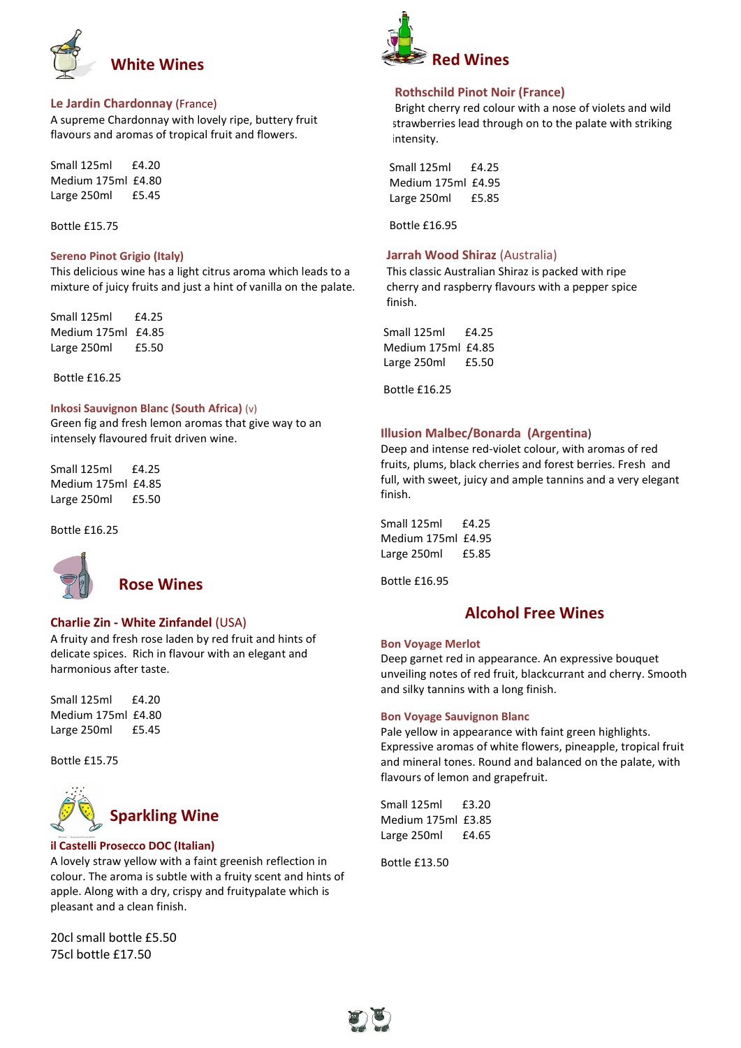## White Wines

### Le Jardin Chardonnay (France)

A supreme Chardonnay with lovely ripe, buttery fruit flavours and aromas of tropical fruit and flowers.

Small 125ml £4.20
Medium 175ml £4.80
Large 250ml £5.45

Bottle £15.75

### Sereno Pinot Grigio (Italy)

This delicious wine has a light citrus aroma which leads to a mixture of juicy fruits and just a hint of vanilla on the palate.

Small 125ml £4.25
Medium 175ml £4.85
Large 250ml £5.50

Bottle £16.25

### Inkosi Sauvignon Blanc (South Africa) (v)

Green fig and fresh lemon aromas that give way to an intensely flavoured fruit driven wine.

Small 125ml £4.25
Medium 175ml £4.85
Large 250ml £5.50

Bottle £16.25

## Rose Wines

### Charlie Zin - White Zinfandel (USA)

A fruity and fresh rose laden by red fruit and hints of delicate spices. Rich in flavour with an elegant and harmonious after taste.

Small 125ml £4.20
Medium 175ml £4.80
Large 250ml £5.45

Bottle £15.75

## Sparkling Wine

### il Castelli Prosecco DOC (Italian)

A lovely straw yellow with a faint greenish reflection in colour. The aroma is subtle with a fruity scent and hints of apple. Along with a dry, crispy and fruitypalate which is pleasant and a clean finish.

20cl small bottle £5.50
75cl bottle £17.50

## Red Wines

### Rothschild Pinot Noir (France)

Bright cherry red colour with a nose of violets and wild strawberries lead through on to the palate with striking intensity.

Small 125ml £4.25
Medium 175ml £4.95
Large 250ml £5.85

Bottle £16.95

### Jarrah Wood Shiraz (Australia)

This classic Australian Shiraz is packed with ripe cherry and raspberry flavours with a pepper spice finish.

Small 125ml £4.25
Medium 175ml £4.85
Large 250ml £5.50

Bottle £16.25

### Illusion Malbec/Bonarda (Argentina)

Deep and intense red-violet colour, with aromas of red fruits, plums, black cherries and forest berries. Fresh and full, with sweet, juicy and ample tannins and a very elegant finish.

Small 125ml £4.25
Medium 175ml £4.95
Large 250ml £5.85

Bottle £16.95

## Alcohol Free Wines

### Bon Voyage Merlot

Deep garnet red in appearance. An expressive bouquet unveiling notes of red fruit, blackcurrant and cherry. Smooth and silky tannins with a long finish.

### Bon Voyage Sauvignon Blanc

Pale yellow in appearance with faint green highlights. Expressive aromas of white flowers, pineapple, tropical fruit and mineral tones. Round and balanced on the palate, with flavours of lemon and grapefruit.

Small 125ml £3.20
Medium 175ml £3.85
Large 250ml £4.65

Bottle £13.50